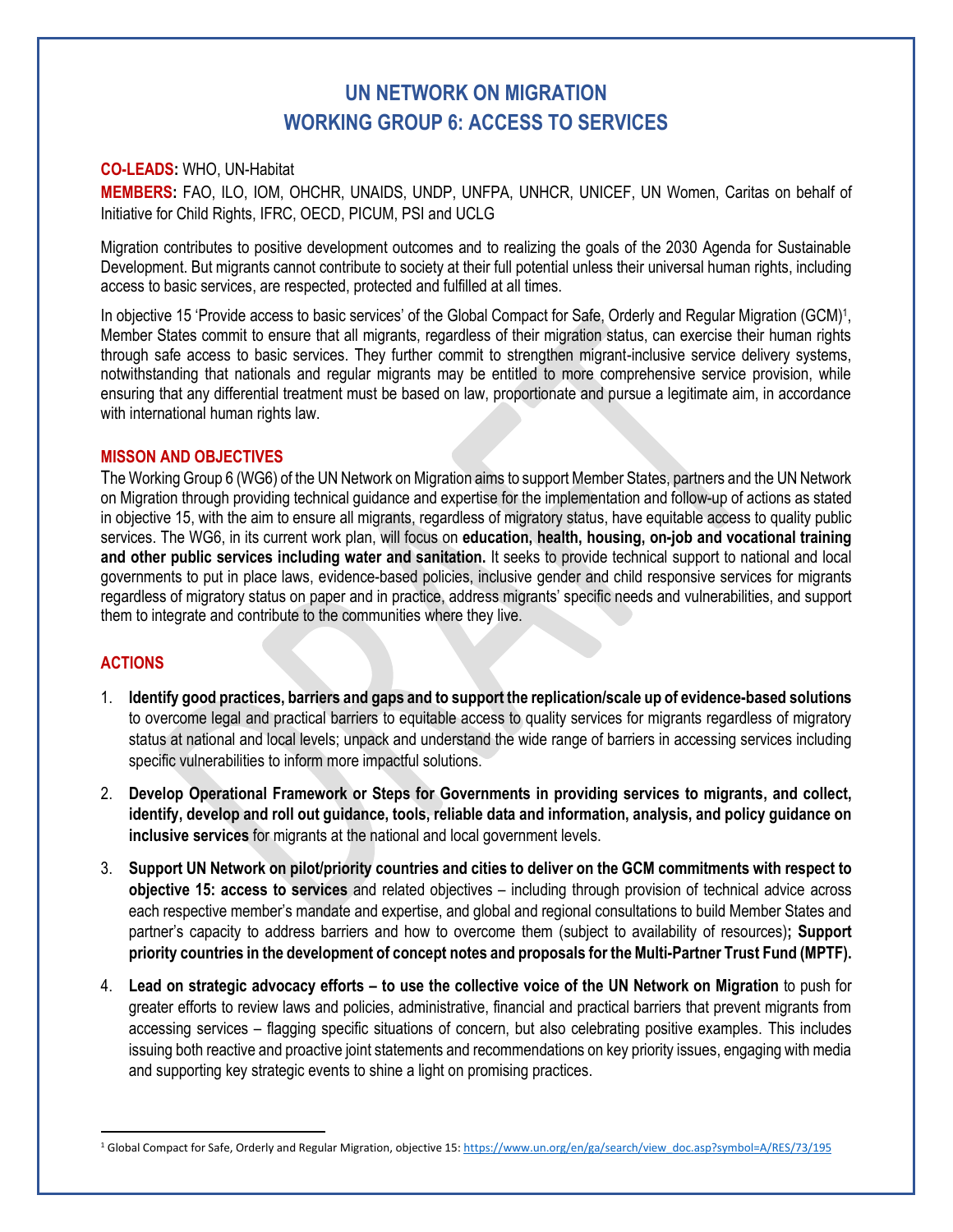# UN NETWORK ON MIGRATION
# WORKING GROUP 6: ACCESS TO SERVICES

**CO-LEADS:** WHO, UN-Habitat

**MEMBERS:** FAO, ILO, IOM, OHCHR, UNAIDS, UNDP, UNFPA, UNHCR, UNICEF, UN Women, Caritas on behalf of Initiative for Child Rights, IFRC, OECD, PICUM, PSI and UCLG

Migration contributes to positive development outcomes and to realizing the goals of the 2030 Agenda for Sustainable Development. But migrants cannot contribute to society at their full potential unless their universal human rights, including access to basic services, are respected, protected and fulfilled at all times.

In objective 15 'Provide access to basic services' of the Global Compact for Safe, Orderly and Regular Migration (GCM)[1], Member States commit to ensure that all migrants, regardless of their migration status, can exercise their human rights through safe access to basic services. They further commit to strengthen migrant-inclusive service delivery systems, notwithstanding that nationals and regular migrants may be entitled to more comprehensive service provision, while ensuring that any differential treatment must be based on law, proportionate and pursue a legitimate aim, in accordance with international human rights law.

## MISSON AND OBJECTIVES

The Working Group 6 (WG6) of the UN Network on Migration aims to support Member States, partners and the UN Network on Migration through providing technical guidance and expertise for the implementation and follow-up of actions as stated in objective 15, with the aim to ensure all migrants, regardless of migratory status, have equitable access to quality public services. The WG6, in its current work plan, will focus on **education, health, housing, on-job and vocational training and other public services including water and sanitation.** It seeks to provide technical support to national and local governments to put in place laws, evidence-based policies, inclusive gender and child responsive services for migrants regardless of migratory status on paper and in practice, address migrants' specific needs and vulnerabilities, and support them to integrate and contribute to the communities where they live.

## ACTIONS

1. **Identify good practices, barriers and gaps and to support the replication/scale up of evidence-based solutions** to overcome legal and practical barriers to equitable access to quality services for migrants regardless of migratory status at national and local levels; unpack and understand the wide range of barriers in accessing services including specific vulnerabilities to inform more impactful solutions.
2. **Develop Operational Framework or Steps for Governments in providing services to migrants, and collect, identify, develop and roll out guidance, tools, reliable data and information, analysis, and policy guidance on inclusive services** for migrants at the national and local government levels.
3. **Support UN Network on pilot/priority countries and cities to deliver on the GCM commitments with respect to objective 15: access to services** and related objectives – including through provision of technical advice across each respective member's mandate and expertise, and global and regional consultations to build Member States and partner's capacity to address barriers and how to overcome them (subject to availability of resources)**; Support priority countries in the development of concept notes and proposals for the Multi-Partner Trust Fund (MPTF).**
4. **Lead on strategic advocacy efforts – to use the collective voice of the UN Network on Migration** to push for greater efforts to review laws and policies, administrative, financial and practical barriers that prevent migrants from accessing services – flagging specific situations of concern, but also celebrating positive examples. This includes issuing both reactive and proactive joint statements and recommendations on key priority issues, engaging with media and supporting key strategic events to shine a light on promising practices.

---

[1] Global Compact for Safe, Orderly and Regular Migration, objective 15: https://www.un.org/en/ga/search/view_doc.asp?symbol=A/RES/73/195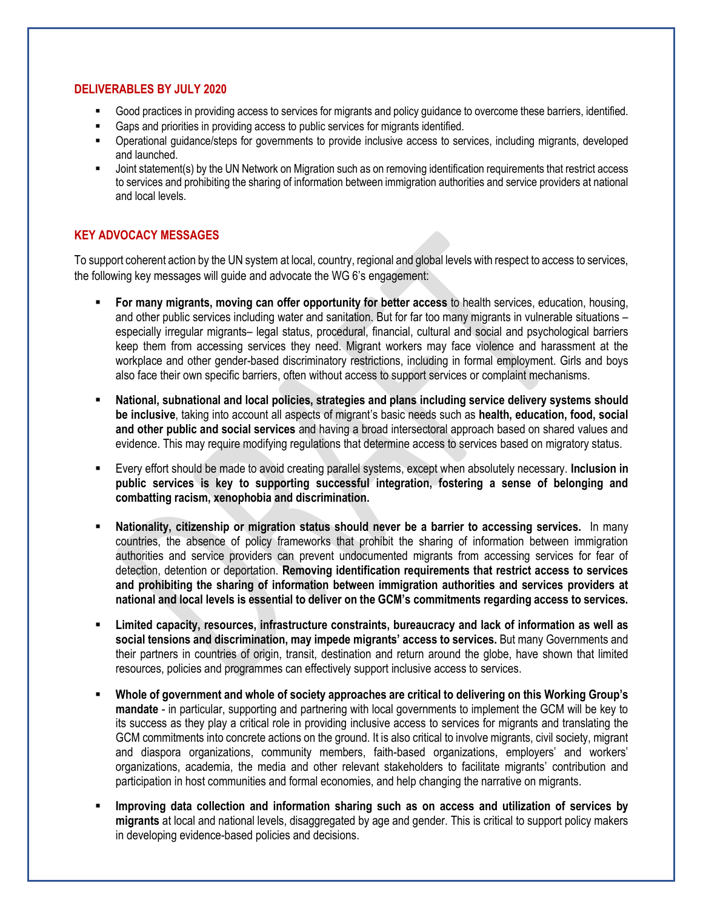## DELIVERABLES BY JULY 2020

- Good practices in providing access to services for migrants and policy guidance to overcome these barriers, identified.
- Gaps and priorities in providing access to public services for migrants identified.
- Operational guidance/steps for governments to provide inclusive access to services, including migrants, developed and launched.
- Joint statement(s) by the UN Network on Migration such as on removing identification requirements that restrict access to services and prohibiting the sharing of information between immigration authorities and service providers at national and local levels.

## KEY ADVOCACY MESSAGES

To support coherent action by the UN system at local, country, regional and global levels with respect to access to services, the following key messages will guide and advocate the WG 6's engagement:

- **For many migrants, moving can offer opportunity for better access** to health services, education, housing, and other public services including water and sanitation. But for far too many migrants in vulnerable situations – especially irregular migrants– legal status, procedural, financial, cultural and social and psychological barriers keep them from accessing services they need. Migrant workers may face violence and harassment at the workplace and other gender-based discriminatory restrictions, including in formal employment. Girls and boys also face their own specific barriers, often without access to support services or complaint mechanisms.
- **National, subnational and local policies, strategies and plans including service delivery systems should be inclusive**, taking into account all aspects of migrant's basic needs such as **health, education, food, social and other public and social services** and having a broad intersectoral approach based on shared values and evidence. This may require modifying regulations that determine access to services based on migratory status.
- Every effort should be made to avoid creating parallel systems, except when absolutely necessary. **Inclusion in public services is key to supporting successful integration, fostering a sense of belonging and combatting racism, xenophobia and discrimination.**
- **Nationality, citizenship or migration status should never be a barrier to accessing services.** In many countries, the absence of policy frameworks that prohibit the sharing of information between immigration authorities and service providers can prevent undocumented migrants from accessing services for fear of detection, detention or deportation. **Removing identification requirements that restrict access to services and prohibiting the sharing of information between immigration authorities and services providers at national and local levels is essential to deliver on the GCM's commitments regarding access to services.**
- **Limited capacity, resources, infrastructure constraints, bureaucracy and lack of information as well as social tensions and discrimination, may impede migrants' access to services.** But many Governments and their partners in countries of origin, transit, destination and return around the globe, have shown that limited resources, policies and programmes can effectively support inclusive access to services.
- **Whole of government and whole of society approaches are critical to delivering on this Working Group's mandate** - in particular, supporting and partnering with local governments to implement the GCM will be key to its success as they play a critical role in providing inclusive access to services for migrants and translating the GCM commitments into concrete actions on the ground. It is also critical to involve migrants, civil society, migrant and diaspora organizations, community members, faith-based organizations, employers' and workers' organizations, academia, the media and other relevant stakeholders to facilitate migrants' contribution and participation in host communities and formal economies, and help changing the narrative on migrants.
- **Improving data collection and information sharing such as on access and utilization of services by migrants** at local and national levels, disaggregated by age and gender. This is critical to support policy makers in developing evidence-based policies and decisions.